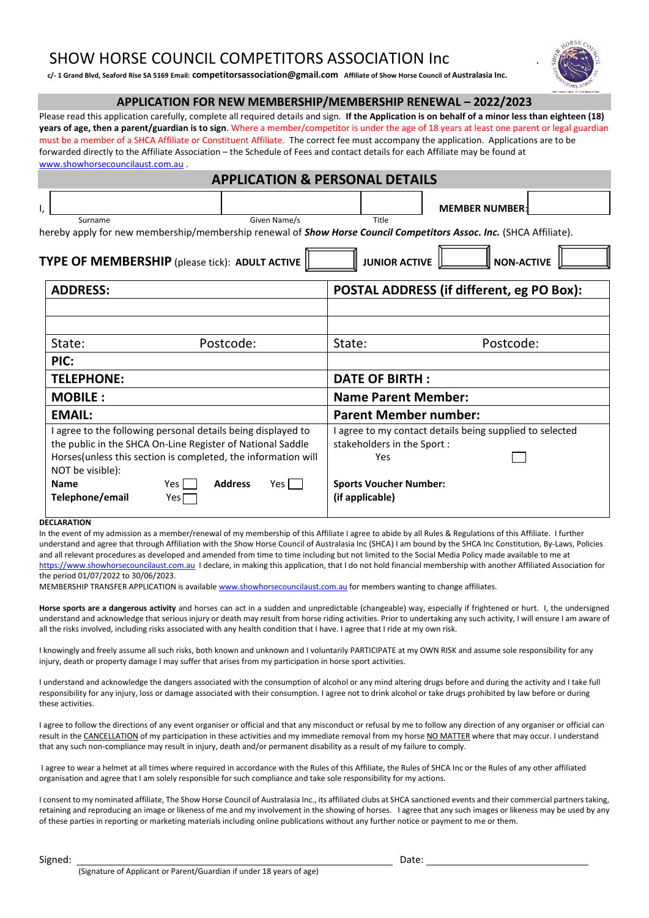# SHOW HORSE COUNCIL COMPETITORS ASSOCIATION Inc

c/- 1 Grand Blvd, Seaford Rise SA 5169 Email: **competitorsassociation@gmail.com** Affiliate of Show Horse Council of **Australasia Inc.**

## APPLICATION FOR NEW MEMBERSHIP/MEMBERSHIP RENEWAL – 2022/2023

Please read this application carefully, complete all required details and sign. **If the Application is on behalf of a minor less than eighteen (18) years of age, then a parent/guardian is to sign**. Where a member/competitor is under the age of 18 years at least one parent or legal guardian must be a member of a SHCA Affiliate or Constituent Affiliate. The correct fee must accompany the application. Applications are to be forwarded directly to the Affiliate Association – the Schedule of Fees and contact details for each Affiliate may be found at www.showhorsecouncilaust.com.au .

## APPLICATION & PERSONAL DETAILS

I, ______________ (Surname) ______________ (Given Name/s) ______ (Title) **MEMBER NUMBER:** ______

hereby apply for new membership/membership renewal of ***Show Horse Council Competitors Assoc. Inc.*** (SHCA Affiliate).

**TYPE OF MEMBERSHIP** (please tick): **ADULT ACTIVE** ☐ **JUNIOR ACTIVE** ☐ **NON-ACTIVE** ☐

| **ADDRESS:** | **POSTAL ADDRESS (if different, eg PO Box):** |
|---|---|
| | |
| | |
| State: Postcode: | State: Postcode: |
| **PIC:** | |
| **TELEPHONE:** | **DATE OF BIRTH :** |
| **MOBILE :** | **Name Parent Member:** |
| **EMAIL:** | **Parent Member number:** |
| I agree to the following personal details being displayed to the public in the SHCA On-Line Register of National Saddle Horses(unless this section is completed, the information will NOT be visible):<br>**Name** Yes ☐ **Address** Yes ☐<br>**Telephone/email** Yes ☐ | I agree to my contact details being supplied to selected stakeholders in the Sport :<br>Yes ☐<br>**Sports Voucher Number:**<br>**(if applicable)** |

**DECLARATION**

In the event of my admission as a member/renewal of my membership of this Affiliate I agree to abide by all Rules & Regulations of this Affiliate. I further understand and agree that through Affiliation with the Show Horse Council of Australasia Inc (SHCA) I am bound by the SHCA Inc Constitution, By-Laws, Policies and all relevant procedures as developed and amended from time to time including but not limited to the Social Media Policy made available to me at https://www.showhorsecouncilaust.com.au I declare, in making this application, that I do not hold financial membership with another Affiliated Association for the period 01/07/2022 to 30/06/2023.

MEMBERSHIP TRANSFER APPLICATION is available www.showhorsecouncilaust.com.au for members wanting to change affiliates.

**Horse sports are a dangerous activity** and horses can act in a sudden and unpredictable (changeable) way, especially if frightened or hurt. I, the undersigned understand and acknowledge that serious injury or death may result from horse riding activities. Prior to undertaking any such activity, I will ensure I am aware of all the risks involved, including risks associated with any health condition that I have. I agree that I ride at my own risk.

I knowingly and freely assume all such risks, both known and unknown and I voluntarily PARTICIPATE at my OWN RISK and assume sole responsibility for any injury, death or property damage I may suffer that arises from my participation in horse sport activities.

I understand and acknowledge the dangers associated with the consumption of alcohol or any mind altering drugs before and during the activity and I take full responsibility for any injury, loss or damage associated with their consumption. I agree not to drink alcohol or take drugs prohibited by law before or during these activities.

I agree to follow the directions of any event organiser or official and that any misconduct or refusal by me to follow any direction of any organiser or official can result in the CANCELLATION of my participation in these activities and my immediate removal from my horse NO MATTER where that may occur. I understand that any such non-compliance may result in injury, death and/or permanent disability as a result of my failure to comply.

I agree to wear a helmet at all times where required in accordance with the Rules of this Affiliate, the Rules of SHCA Inc or the Rules of any other affiliated organisation and agree that I am solely responsible for such compliance and take sole responsibility for my actions.

I consent to my nominated affiliate, The Show Horse Council of Australasia Inc., its affiliated clubs at SHCA sanctioned events and their commercial partners taking, retaining and reproducing an image or likeness of me and my involvement in the showing of horses. I agree that any such images or likeness may be used by any of these parties in reporting or marketing materials including online publications without any further notice or payment to me or them.

Signed: ______________________________ Date: ______________

(Signature of Applicant or Parent/Guardian if under 18 years of age)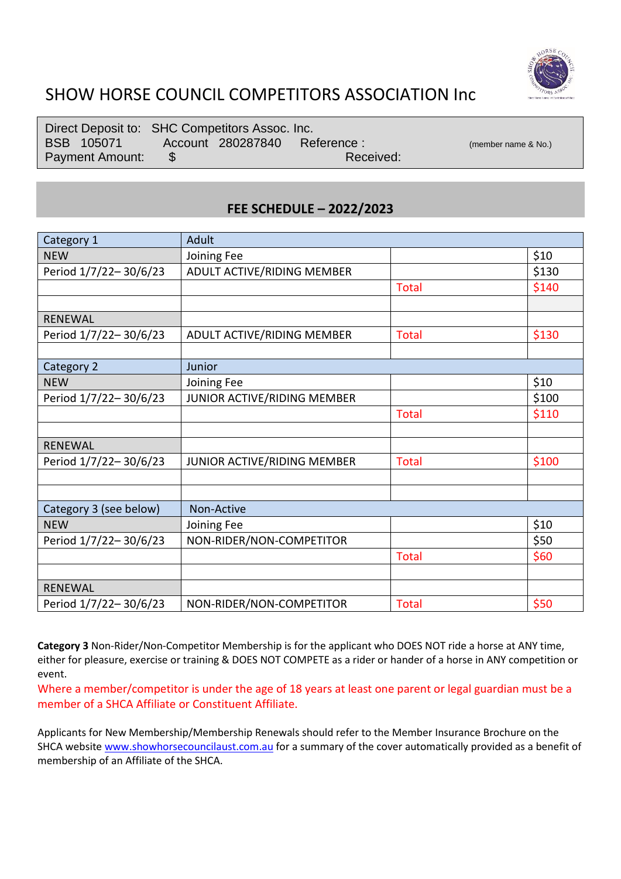# SHOW HORSE COUNCIL COMPETITORS ASSOCIATION Inc

Direct Deposit to: SHC Competitors Assoc. Inc.
BSB 105071 Account 280287840 Reference : (member name & No.)
Payment Amount: $ Received:

## FEE SCHEDULE – 2022/2023

| | | | |
|---|---|---|---|
| Category 1 | Adult | | |
| NEW | Joining Fee | | $10 |
| Period 1/7/22– 30/6/23 | ADULT ACTIVE/RIDING MEMBER | | $130 |
| | | Total | $140 |
| | | | |
| RENEWAL | | | |
| Period 1/7/22– 30/6/23 | ADULT ACTIVE/RIDING MEMBER | Total | $130 |
| | | | |
| Category 2 | Junior | | |
| NEW | Joining Fee | | $10 |
| Period 1/7/22– 30/6/23 | JUNIOR ACTIVE/RIDING MEMBER | | $100 |
| | | Total | $110 |
| | | | |
| RENEWAL | | | |
| Period 1/7/22– 30/6/23 | JUNIOR ACTIVE/RIDING MEMBER | Total | $100 |
| | | | |
| | | | |
| Category 3 (see below) | Non-Active | | |
| NEW | Joining Fee | | $10 |
| Period 1/7/22– 30/6/23 | NON-RIDER/NON-COMPETITOR | | $50 |
| | | Total | $60 |
| | | | |
| RENEWAL | | | |
| Period 1/7/22– 30/6/23 | NON-RIDER/NON-COMPETITOR | Total | $50 |

**Category 3** Non-Rider/Non-Competitor Membership is for the applicant who DOES NOT ride a horse at ANY time, either for pleasure, exercise or training & DOES NOT COMPETE as a rider or hander of a horse in ANY competition or event.

Where a member/competitor is under the age of 18 years at least one parent or legal guardian must be a member of a SHCA Affiliate or Constituent Affiliate.

Applicants for New Membership/Membership Renewals should refer to the Member Insurance Brochure on the SHCA website www.showhorsecouncilaust.com.au for a summary of the cover automatically provided as a benefit of membership of an Affiliate of the SHCA.